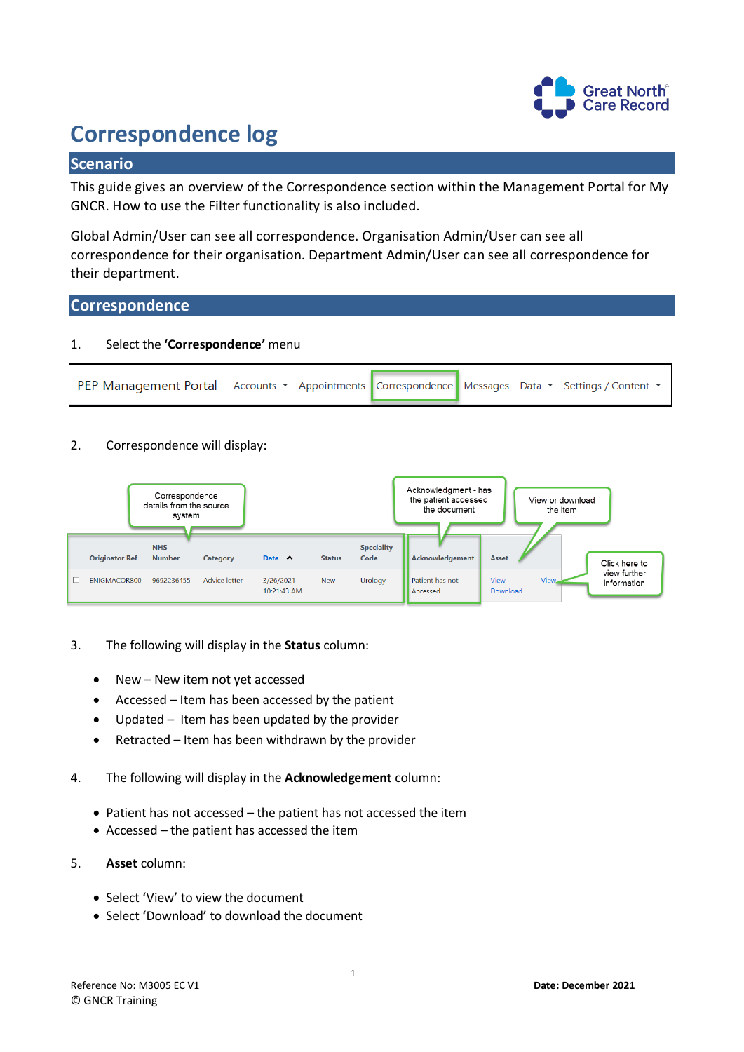# Correspondence log

## Scenario

This guide gives an overview of the Correspondence section within the Management Portal for My GNCR. How to use the Filter functionality is also included.

Global Admin/User can see all correspondence. Organisation Admin/User can see all correspondence for their organisation. Department Admin/User can see all correspondence for their department.

## Correspondence

1. Select the **'Correspondence'** menu

PEP Management Portal | Accounts | Appointments | Correspondence | Messages | Data | Settings / Content

2. Correspondence will display:

| Originator Ref | NHS Number | Category | Date | Status | Speciality Code | Acknowledgement | Asset | |
|---|---|---|---|---|---|---|---|---|
| ENIGMACOR800 | 9692236455 | Advice letter | 3/26/2021 10:21:43 AM | New | Urology | Patient has not Accessed | View - Download | View |

Correspondence details from the source system

Acknowledgment - has the patient accessed the document

View or download the item

Click here to view further information

3. The following will display in the **Status** column:

- New – New item not yet accessed
- Accessed – Item has been accessed by the patient
- Updated – Item has been updated by the provider
- Retracted – Item has been withdrawn by the provider

4. The following will display in the **Acknowledgement** column:

- Patient has not accessed – the patient has not accessed the item
- Accessed – the patient has accessed the item

5. **Asset** column:

- Select 'View' to view the document
- Select 'Download' to download the document

Reference No: M3005 EC V1
© GNCR Training

**Date: December 2021**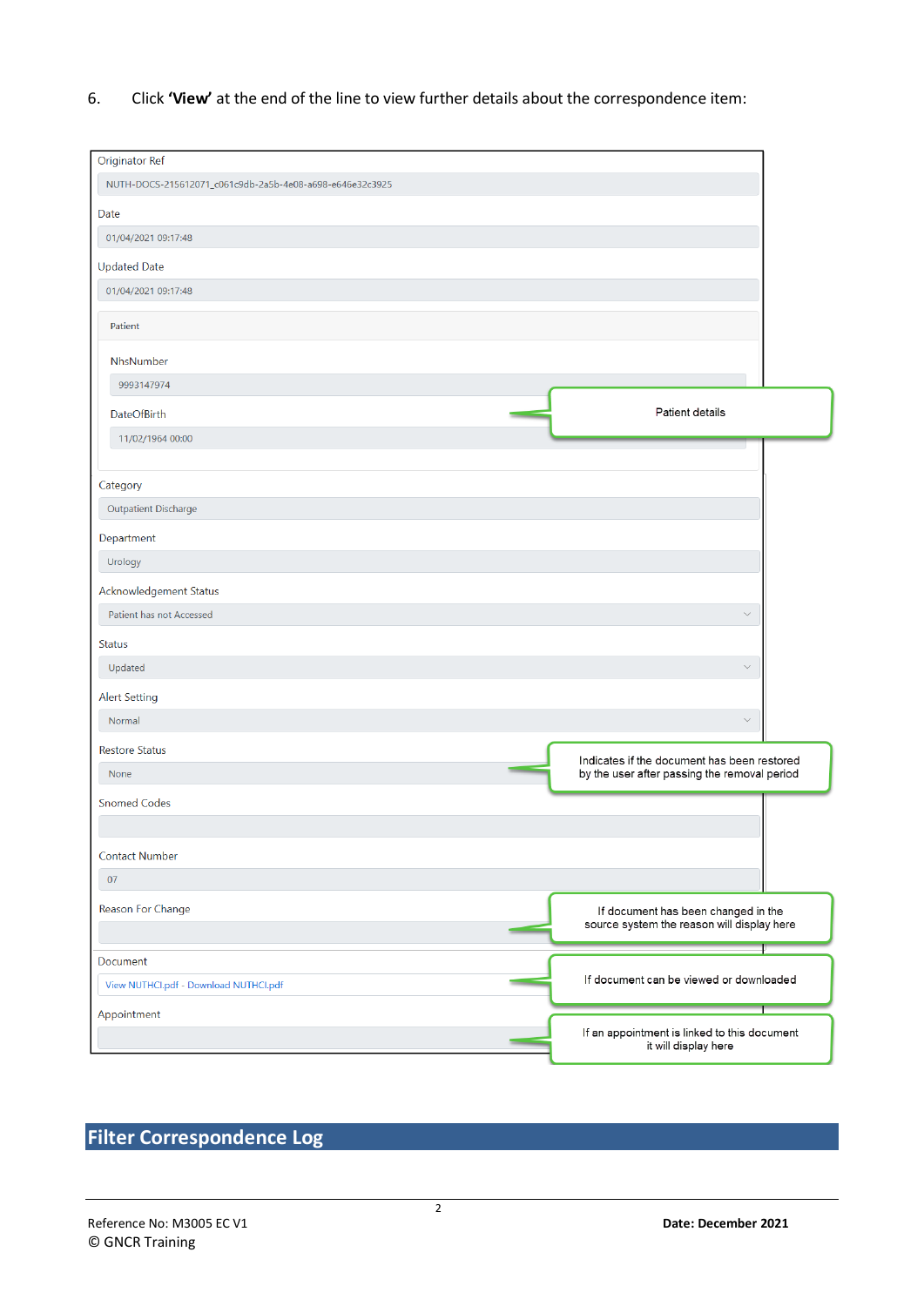6. Click **'View'** at the end of the line to view further details about the correspondence item:

Originator Ref

NUTH-DOCS-215612071_c061c9db-2a5b-4e08-a698-e646e32c3925

Date

01/04/2021 09:17:48

Updated Date

01/04/2021 09:17:48

Patient

NhsNumber

9993147974

DateOfBirth

11/02/1964 00:00

Patient details

Category

Outpatient Discharge

Department

Urology

Acknowledgement Status

Patient has not Accessed

Status

Updated

Alert Setting

Normal

Restore Status

None

Indicates if the document has been restored by the user after passing the removal period

Snomed Codes

Contact Number

07

Reason For Change

If document has been changed in the source system the reason will display here

Document

View NUTHCI.pdf - Download NUTHCI.pdf

If document can be viewed or downloaded

Appointment

If an appointment is linked to this document it will display here

## Filter Correspondence Log

Reference No: M3005 EC V1

© GNCR Training

**Date: December 2021**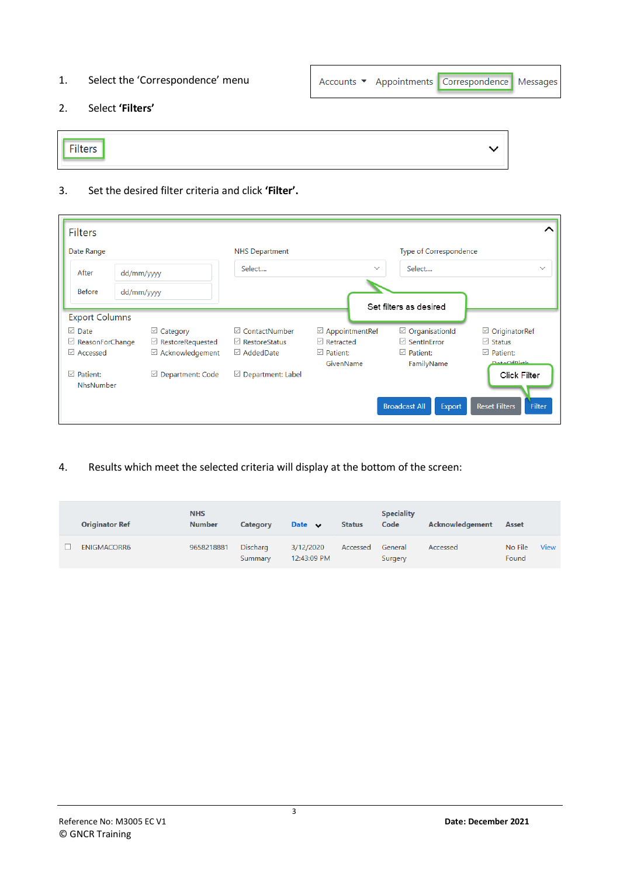1. Select the 'Correspondence' menu

Accounts ▾ Appointments Correspondence Messages

2. Select **'Filters'**

Filters

3. Set the desired filter criteria and click **'Filter'.**

Filters

Date Range

After dd/mm/yyyy

Before dd/mm/yyyy

NHS Department

Select...

Type of Correspondence

Select...

Set filters as desired

Export Columns

☑ Date ☑ Category ☑ ContactNumber ☑ AppointmentRef ☑ OrganisationId ☑ OriginatorRef
☑ ReasonForChange ☑ RestoreRequested ☑ RestoreStatus ☑ Retracted ☑ SentInError ☑ Status
☑ Accessed ☑ Acknowledgement ☑ AddedDate ☑ Patient: GivenName ☑ Patient: FamilyName ☑ Patient: DateOfBirth
☑ Patient: NhsNumber ☑ Department: Code ☑ Department: Label

Click Filter

Broadcast All | Export | Reset Filters | Filter

4. Results which meet the selected criteria will display at the bottom of the screen:

| | Originator Ref | NHS Number | Category | Date | Status | Speciality Code | Acknowledgement | Asset | |
|---|---|---|---|---|---|---|---|---|---|
| ☐ | ENIGMACORR6 | 9658218881 | Discharg Summary | 3/12/2020 12:43:09 PM | Accessed | General Surgery | Accessed | No File Found | View |

Reference No: M3005 EC V1
© GNCR Training

**Date: December 2021**